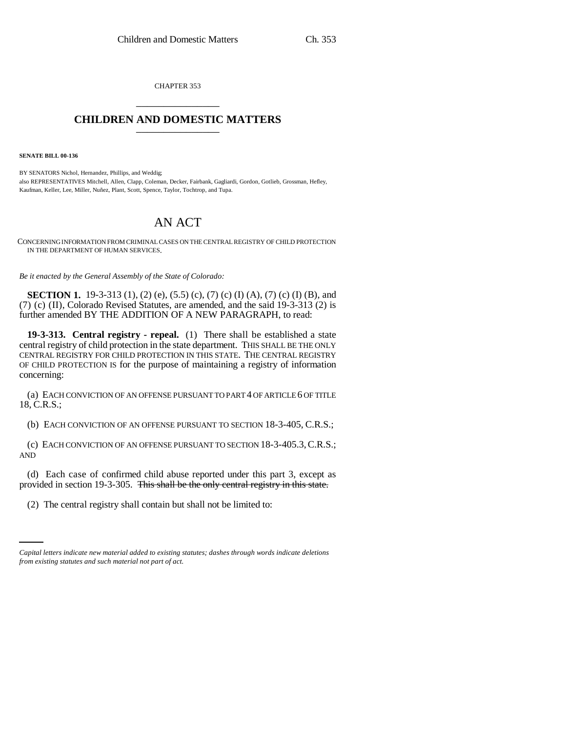CHAPTER 353

# CHILDREN AND DOMESTIC MATTERS

**SENATE BILL 00-136**

BY SENATORS Nichol, Hernandez, Phillips, and Weddig;
also REPRESENTATIVES Mitchell, Allen, Clapp, Coleman, Decker, Fairbank, Gagliardi, Gordon, Gotlieb, Grossman, Hefley, Kaufman, Keller, Lee, Miller, Nuñez, Plant, Scott, Spence, Taylor, Tochtrop, and Tupa.

## AN ACT

CONCERNING INFORMATION FROM CRIMINAL CASES ON THE CENTRAL REGISTRY OF CHILD PROTECTION IN THE DEPARTMENT OF HUMAN SERVICES.

*Be it enacted by the General Assembly of the State of Colorado:*

**SECTION 1.** 19-3-313 (1), (2) (e), (5.5) (c), (7) (c) (I) (A), (7) (c) (I) (B), and (7) (c) (II), Colorado Revised Statutes, are amended, and the said 19-3-313 (2) is further amended BY THE ADDITION OF A NEW PARAGRAPH, to read:

**19-3-313. Central registry - repeal.** (1) There shall be established a state central registry of child protection in the state department. THIS SHALL BE THE ONLY CENTRAL REGISTRY FOR CHILD PROTECTION IN THIS STATE. THE CENTRAL REGISTRY OF CHILD PROTECTION IS for the purpose of maintaining a registry of information concerning:

(a) EACH CONVICTION OF AN OFFENSE PURSUANT TO PART 4 OF ARTICLE 6 OF TITLE 18, C.R.S.;

(b) EACH CONVICTION OF AN OFFENSE PURSUANT TO SECTION 18-3-405, C.R.S.;

(c) EACH CONVICTION OF AN OFFENSE PURSUANT TO SECTION 18-3-405.3, C.R.S.; AND

(d) Each case of confirmed child abuse reported under this part 3, except as provided in section 19-3-305. ~~This shall be the only central registry in this state.~~

(2) The central registry shall contain but shall not be limited to:

*Capital letters indicate new material added to existing statutes; dashes through words indicate deletions from existing statutes and such material not part of act.*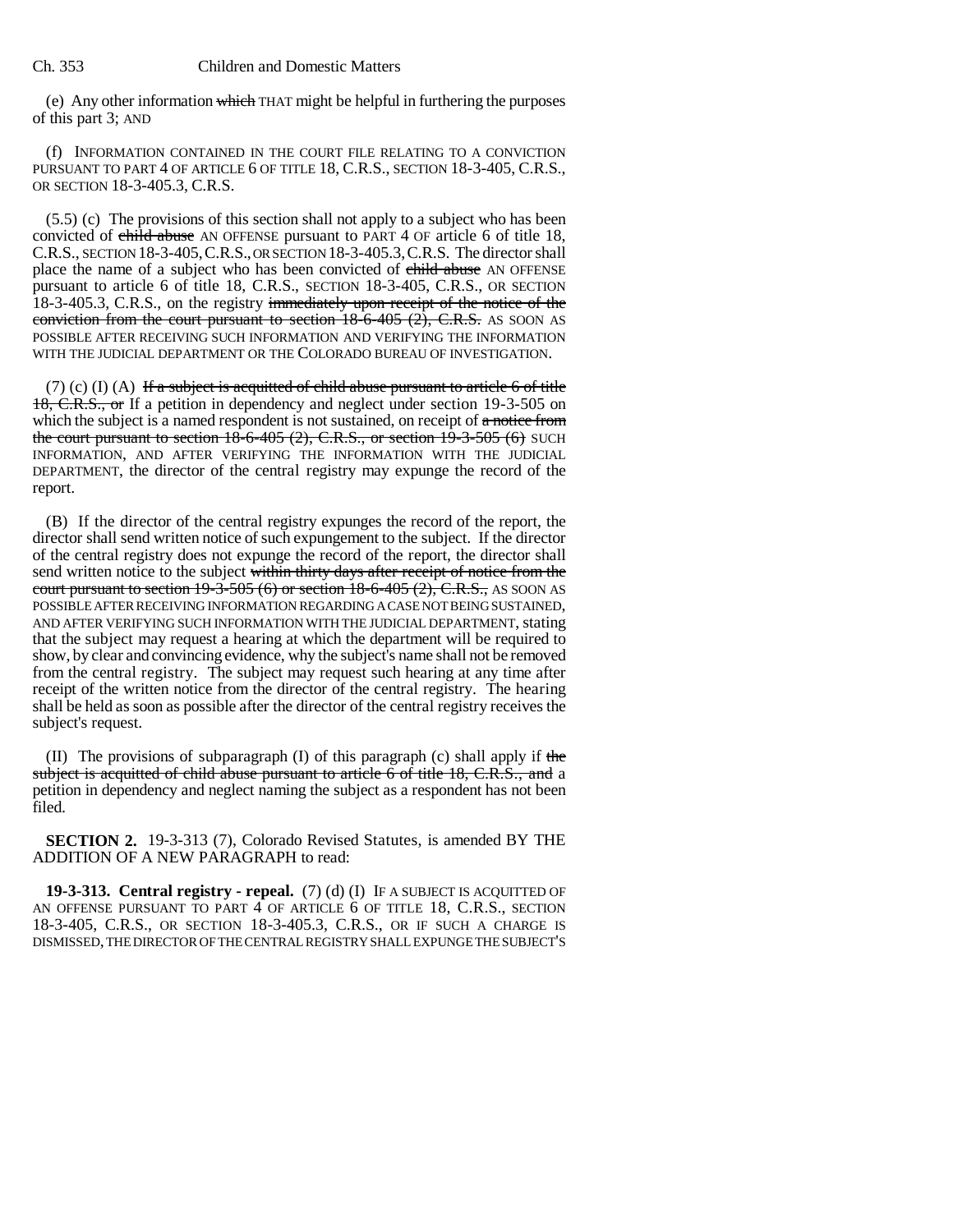(e) Any other information ~~which~~ THAT might be helpful in furthering the purposes of this part 3; AND

(f) INFORMATION CONTAINED IN THE COURT FILE RELATING TO A CONVICTION PURSUANT TO PART 4 OF ARTICLE 6 OF TITLE 18, C.R.S., SECTION 18-3-405, C.R.S., OR SECTION 18-3-405.3, C.R.S.

(5.5) (c) The provisions of this section shall not apply to a subject who has been convicted of ~~child abuse~~ AN OFFENSE pursuant to PART 4 OF article 6 of title 18, C.R.S., SECTION 18-3-405, C.R.S., OR SECTION 18-3-405.3, C.R.S. The director shall place the name of a subject who has been convicted of ~~child abuse~~ AN OFFENSE pursuant to article 6 of title 18, C.R.S., SECTION 18-3-405, C.R.S., OR SECTION 18-3-405.3, C.R.S., on the registry ~~immediately upon receipt of the notice of the conviction from the court pursuant to section 18-6-405 (2), C.R.S.~~ AS SOON AS POSSIBLE AFTER RECEIVING SUCH INFORMATION AND VERIFYING THE INFORMATION WITH THE JUDICIAL DEPARTMENT OR THE COLORADO BUREAU OF INVESTIGATION.

(7) (c) (I) (A) ~~If a subject is acquitted of child abuse pursuant to article 6 of title 18, C.R.S., or~~ If a petition in dependency and neglect under section 19-3-505 on which the subject is a named respondent is not sustained, on receipt of ~~a notice from the court pursuant to section 18-6-405 (2), C.R.S., or section 19-3-505 (6)~~ SUCH INFORMATION, AND AFTER VERIFYING THE INFORMATION WITH THE JUDICIAL DEPARTMENT, the director of the central registry may expunge the record of the report.

(B) If the director of the central registry expunges the record of the report, the director shall send written notice of such expungement to the subject. If the director of the central registry does not expunge the record of the report, the director shall send written notice to the subject ~~within thirty days after receipt of notice from the court pursuant to section 19-3-505 (6) or section 18-6-405 (2), C.R.S.,~~ AS SOON AS POSSIBLE AFTER RECEIVING INFORMATION REGARDING A CASE NOT BEING SUSTAINED, AND AFTER VERIFYING SUCH INFORMATION WITH THE JUDICIAL DEPARTMENT, stating that the subject may request a hearing at which the department will be required to show, by clear and convincing evidence, why the subject's name shall not be removed from the central registry. The subject may request such hearing at any time after receipt of the written notice from the director of the central registry. The hearing shall be held as soon as possible after the director of the central registry receives the subject's request.

(II) The provisions of subparagraph (I) of this paragraph (c) shall apply if ~~the subject is acquitted of child abuse pursuant to article 6 of title 18, C.R.S., and~~ a petition in dependency and neglect naming the subject as a respondent has not been filed.

**SECTION 2.** 19-3-313 (7), Colorado Revised Statutes, is amended BY THE ADDITION OF A NEW PARAGRAPH to read:

**19-3-313. Central registry - repeal.** (7) (d) (I) IF A SUBJECT IS ACQUITTED OF AN OFFENSE PURSUANT TO PART 4 OF ARTICLE 6 OF TITLE 18, C.R.S., SECTION 18-3-405, C.R.S., OR SECTION 18-3-405.3, C.R.S., OR IF SUCH A CHARGE IS DISMISSED, THE DIRECTOR OF THE CENTRAL REGISTRY SHALL EXPUNGE THE SUBJECT'S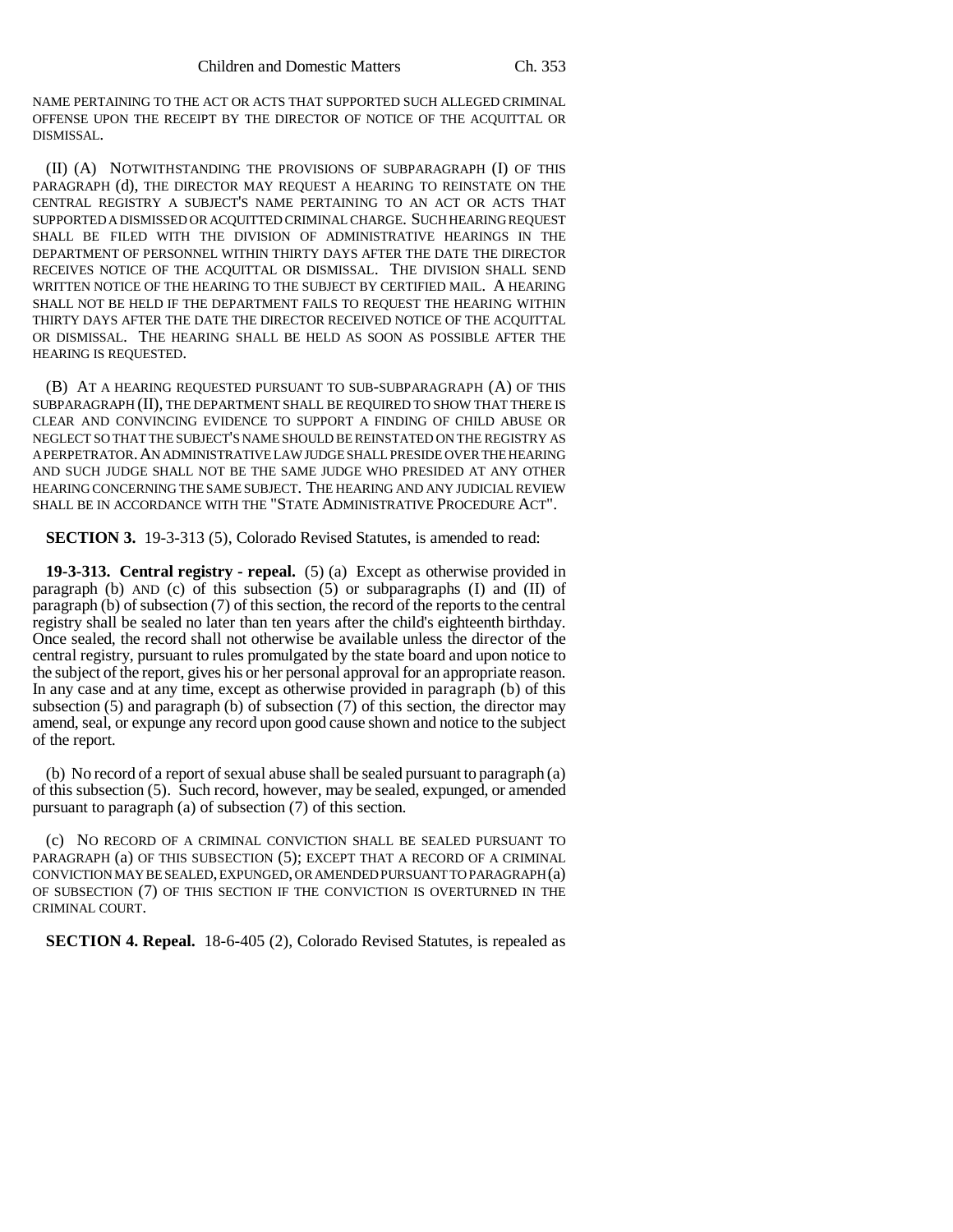NAME PERTAINING TO THE ACT OR ACTS THAT SUPPORTED SUCH ALLEGED CRIMINAL OFFENSE UPON THE RECEIPT BY THE DIRECTOR OF NOTICE OF THE ACQUITTAL OR DISMISSAL.

(II) (A) NOTWITHSTANDING THE PROVISIONS OF SUBPARAGRAPH (I) OF THIS PARAGRAPH (d), THE DIRECTOR MAY REQUEST A HEARING TO REINSTATE ON THE CENTRAL REGISTRY A SUBJECT'S NAME PERTAINING TO AN ACT OR ACTS THAT SUPPORTED A DISMISSED OR ACQUITTED CRIMINAL CHARGE. SUCH HEARING REQUEST SHALL BE FILED WITH THE DIVISION OF ADMINISTRATIVE HEARINGS IN THE DEPARTMENT OF PERSONNEL WITHIN THIRTY DAYS AFTER THE DATE THE DIRECTOR RECEIVES NOTICE OF THE ACQUITTAL OR DISMISSAL. THE DIVISION SHALL SEND WRITTEN NOTICE OF THE HEARING TO THE SUBJECT BY CERTIFIED MAIL. A HEARING SHALL NOT BE HELD IF THE DEPARTMENT FAILS TO REQUEST THE HEARING WITHIN THIRTY DAYS AFTER THE DATE THE DIRECTOR RECEIVED NOTICE OF THE ACQUITTAL OR DISMISSAL. THE HEARING SHALL BE HELD AS SOON AS POSSIBLE AFTER THE HEARING IS REQUESTED.

(B) AT A HEARING REQUESTED PURSUANT TO SUB-SUBPARAGRAPH (A) OF THIS SUBPARAGRAPH (II), THE DEPARTMENT SHALL BE REQUIRED TO SHOW THAT THERE IS CLEAR AND CONVINCING EVIDENCE TO SUPPORT A FINDING OF CHILD ABUSE OR NEGLECT SO THAT THE SUBJECT'S NAME SHOULD BE REINSTATED ON THE REGISTRY AS A PERPETRATOR. AN ADMINISTRATIVE LAW JUDGE SHALL PRESIDE OVER THE HEARING AND SUCH JUDGE SHALL NOT BE THE SAME JUDGE WHO PRESIDED AT ANY OTHER HEARING CONCERNING THE SAME SUBJECT. THE HEARING AND ANY JUDICIAL REVIEW SHALL BE IN ACCORDANCE WITH THE "STATE ADMINISTRATIVE PROCEDURE ACT".

**SECTION 3.** 19-3-313 (5), Colorado Revised Statutes, is amended to read:

**19-3-313. Central registry - repeal.** (5) (a) Except as otherwise provided in paragraph (b) AND (c) of this subsection (5) or subparagraphs (I) and (II) of paragraph (b) of subsection (7) of this section, the record of the reports to the central registry shall be sealed no later than ten years after the child's eighteenth birthday. Once sealed, the record shall not otherwise be available unless the director of the central registry, pursuant to rules promulgated by the state board and upon notice to the subject of the report, gives his or her personal approval for an appropriate reason. In any case and at any time, except as otherwise provided in paragraph (b) of this subsection (5) and paragraph (b) of subsection (7) of this section, the director may amend, seal, or expunge any record upon good cause shown and notice to the subject of the report.

(b) No record of a report of sexual abuse shall be sealed pursuant to paragraph (a) of this subsection (5). Such record, however, may be sealed, expunged, or amended pursuant to paragraph (a) of subsection (7) of this section.

(c) NO RECORD OF A CRIMINAL CONVICTION SHALL BE SEALED PURSUANT TO PARAGRAPH (a) OF THIS SUBSECTION (5); EXCEPT THAT A RECORD OF A CRIMINAL CONVICTION MAY BE SEALED, EXPUNGED, OR AMENDED PURSUANT TO PARAGRAPH (a) OF SUBSECTION (7) OF THIS SECTION IF THE CONVICTION IS OVERTURNED IN THE CRIMINAL COURT.

**SECTION 4. Repeal.** 18-6-405 (2), Colorado Revised Statutes, is repealed as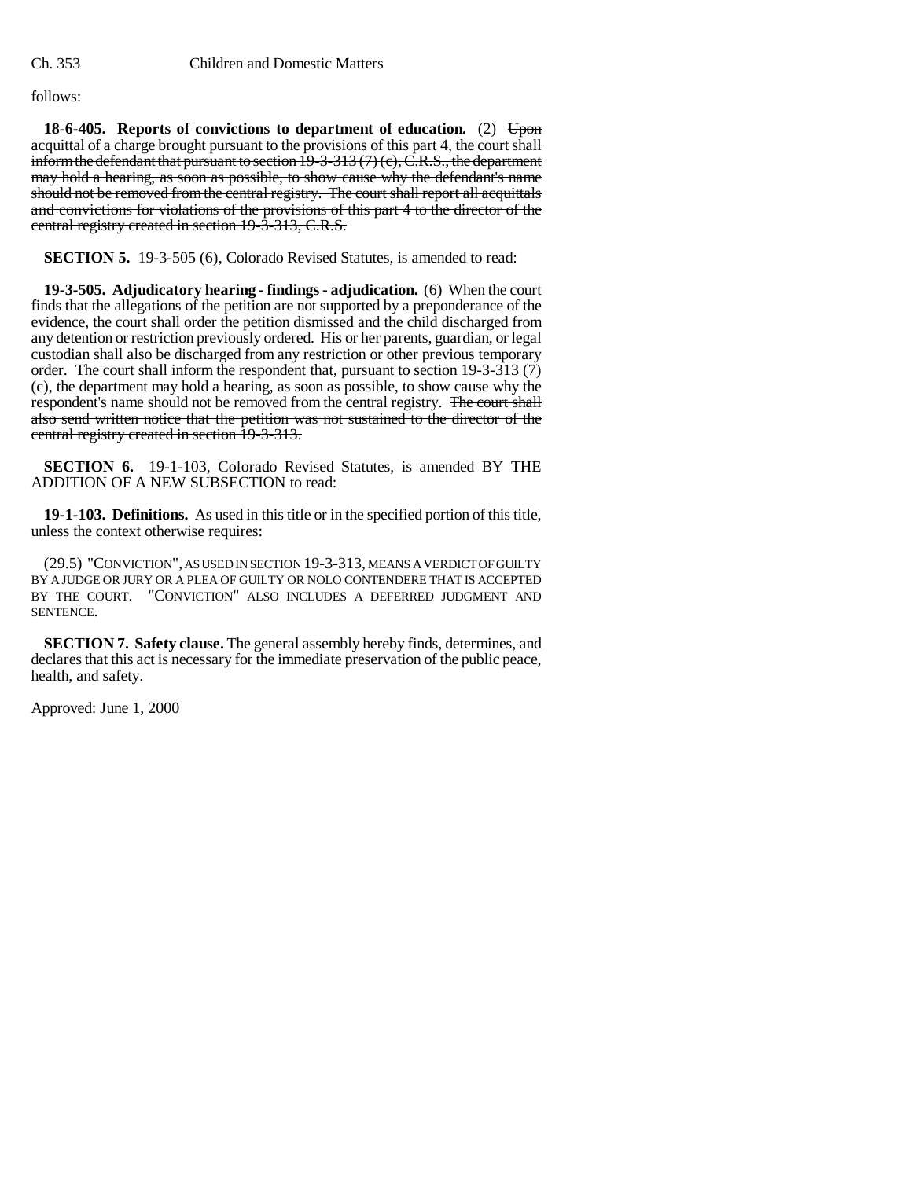follows:

**18-6-405. Reports of convictions to department of education.** (2) ~~Upon acquittal of a charge brought pursuant to the provisions of this part 4, the court shall inform the defendant that pursuant to section 19-3-313 (7) (c), C.R.S., the department may hold a hearing, as soon as possible, to show cause why the defendant's name should not be removed from the central registry. The court shall report all acquittals and convictions for violations of the provisions of this part 4 to the director of the central registry created in section 19-3-313, C.R.S.~~

**SECTION 5.** 19-3-505 (6), Colorado Revised Statutes, is amended to read:

**19-3-505. Adjudicatory hearing - findings - adjudication.** (6) When the court finds that the allegations of the petition are not supported by a preponderance of the evidence, the court shall order the petition dismissed and the child discharged from any detention or restriction previously ordered. His or her parents, guardian, or legal custodian shall also be discharged from any restriction or other previous temporary order. The court shall inform the respondent that, pursuant to section 19-3-313 (7) (c), the department may hold a hearing, as soon as possible, to show cause why the respondent's name should not be removed from the central registry. ~~The court shall also send written notice that the petition was not sustained to the director of the central registry created in section 19-3-313.~~

**SECTION 6.** 19-1-103, Colorado Revised Statutes, is amended BY THE ADDITION OF A NEW SUBSECTION to read:

**19-1-103. Definitions.** As used in this title or in the specified portion of this title, unless the context otherwise requires:

(29.5) "CONVICTION", AS USED IN SECTION 19-3-313, MEANS A VERDICT OF GUILTY BY A JUDGE OR JURY OR A PLEA OF GUILTY OR NOLO CONTENDERE THAT IS ACCEPTED BY THE COURT. "CONVICTION" ALSO INCLUDES A DEFERRED JUDGMENT AND SENTENCE.

**SECTION 7. Safety clause.** The general assembly hereby finds, determines, and declares that this act is necessary for the immediate preservation of the public peace, health, and safety.

Approved: June 1, 2000